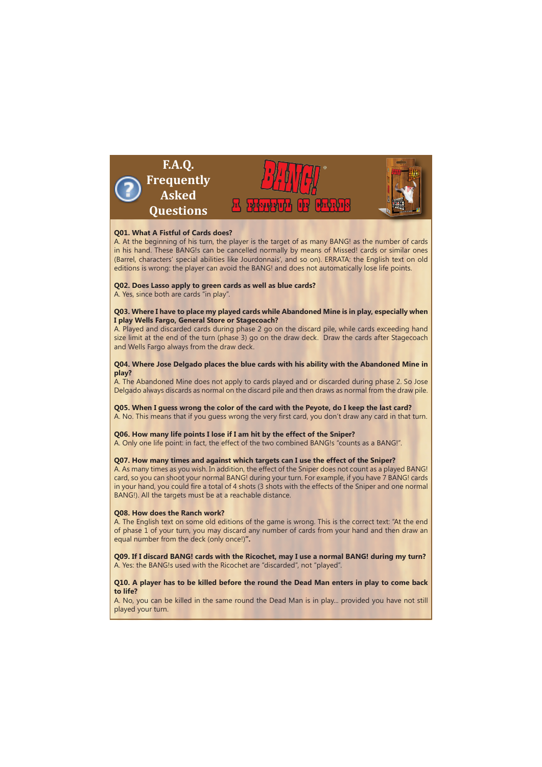# F.A.Q. Frequently Asked Questions

## BANG! A FISTFUL OF CARDS

**Q01. What A Fistful of Cards does?**
A. At the beginning of his turn, the player is the target of as many BANG! as the number of cards in his hand. These BANG!s can be cancelled normally by means of Missed! cards or similar ones (Barrel, characters' special abilities like Jourdonnais', and so on). ERRATA: the English text on old editions is wrong: the player can avoid the BANG! and does not automatically lose life points.

**Q02. Does Lasso apply to green cards as well as blue cards?**
A. Yes, since both are cards "in play".

**Q03. Where I have to place my played cards while Abandoned Mine is in play, especially when I play Wells Fargo, General Store or Stagecoach?**
A. Played and discarded cards during phase 2 go on the discard pile, while cards exceeding hand size limit at the end of the turn (phase 3) go on the draw deck. Draw the cards after Stagecoach and Wells Fargo always from the draw deck.

**Q04. Where Jose Delgado places the blue cards with his ability with the Abandoned Mine in play?**
A. The Abandoned Mine does not apply to cards played and or discarded during phase 2. So Jose Delgado always discards as normal on the discard pile and then draws as normal from the draw pile.

**Q05. When I guess wrong the color of the card with the Peyote, do I keep the last card?**
A. No. This means that if you guess wrong the very first card, you don't draw any card in that turn.

**Q06. How many life points I lose if I am hit by the effect of the Sniper?**
A. Only one life point: in fact, the effect of the two combined BANG!s "counts as a BANG!".

**Q07. How many times and against which targets can I use the effect of the Sniper?**
A. As many times as you wish. In addition, the effect of the Sniper does not count as a played BANG! card, so you can shoot your normal BANG! during your turn. For example, if you have 7 BANG! cards in your hand, you could fire a total of 4 shots (3 shots with the effects of the Sniper and one normal BANG!). All the targets must be at a reachable distance.

**Q08. How does the Ranch work?**
A. The English text on some old editions of the game is wrong. This is the correct text: "At the end of phase 1 of your turn, you may discard any number of cards from your hand and then draw an equal number from the deck (only once!)".

**Q09. If I discard BANG! cards with the Ricochet, may I use a normal BANG! during my turn?**
A. Yes: the BANG!s used with the Ricochet are "discarded", not "played".

**Q10. A player has to be killed before the round the Dead Man enters in play to come back to life?**
A. No, you can be killed in the same round the Dead Man is in play... provided you have not still played your turn.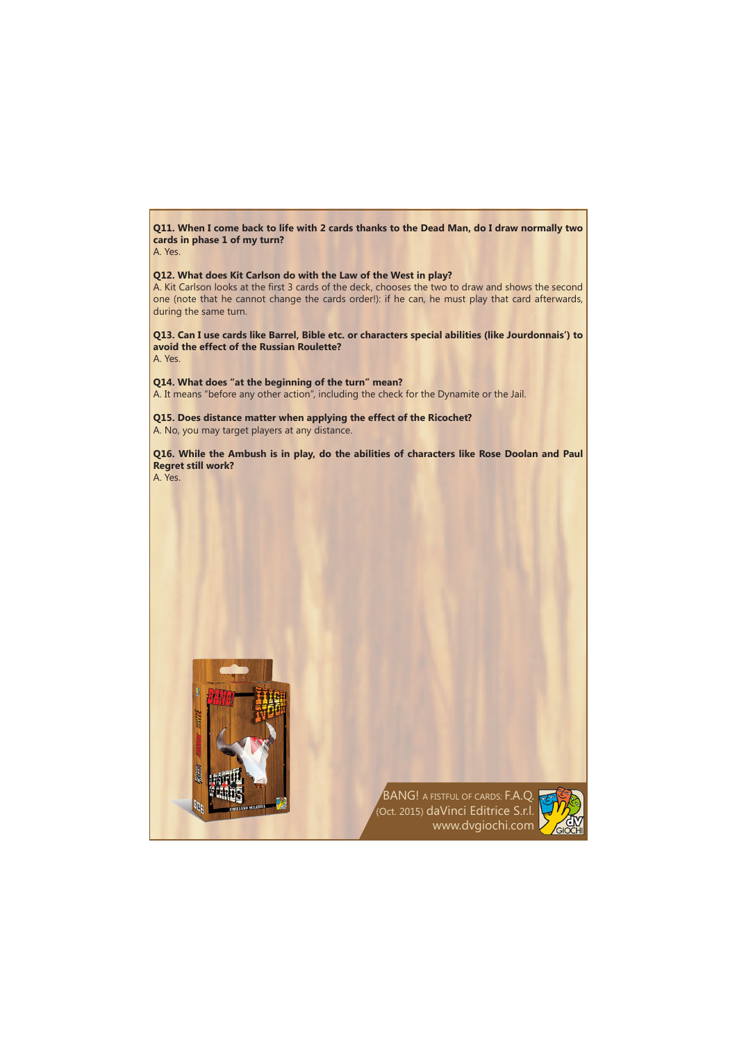**Q11. When I come back to life with 2 cards thanks to the Dead Man, do I draw normally two cards in phase 1 of my turn?**
A. Yes.

**Q12. What does Kit Carlson do with the Law of the West in play?**
A. Kit Carlson looks at the first 3 cards of the deck, chooses the two to draw and shows the second one (note that he cannot change the cards order!): if he can, he must play that card afterwards, during the same turn.

**Q13. Can I use cards like Barrel, Bible etc. or characters special abilities (like Jourdonnais') to avoid the effect of the Russian Roulette?**
A. Yes.

**Q14. What does "at the beginning of the turn" mean?**
A. It means "before any other action", including the check for the Dynamite or the Jail.

**Q15. Does distance matter when applying the effect of the Ricochet?**
A. No, you may target players at any distance.

**Q16. While the Ambush is in play, do the abilities of characters like Rose Doolan and Paul Regret still work?**
A. Yes.

BANG! A FISTFUL OF CARDS: F.A.Q.
(Oct. 2015) daVinci Editrice S.r.l.
www.dvgiochi.com